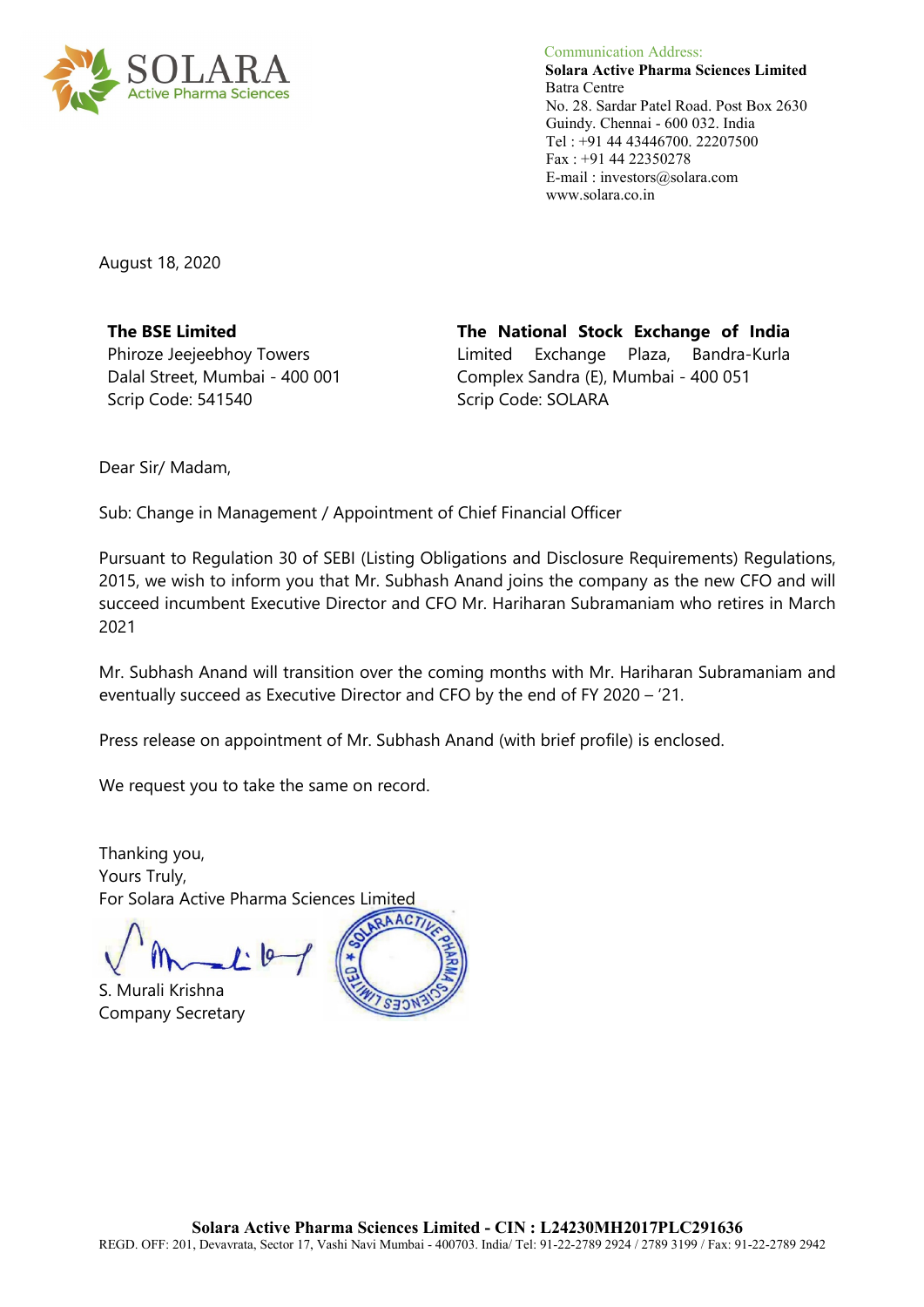Communication Address:
**Solara Active Pharma Sciences Limited**
Batra Centre
No. 28. Sardar Patel Road. Post Box 2630
Guindy. Chennai - 600 032. India
Tel : +91 44 43446700. 22207500
Fax : +91 44 22350278
E-mail : investors@solara.com
www.solara.co.in

August 18, 2020

**The BSE Limited**
Phiroze Jeejeebhoy Towers
Dalal Street, Mumbai - 400 001
Scrip Code: 541540

**The National Stock Exchange of India**
Limited Exchange Plaza, Bandra-Kurla
Complex Sandra (E), Mumbai - 400 051
Scrip Code: SOLARA

Dear Sir/ Madam,

Sub: Change in Management / Appointment of Chief Financial Officer

Pursuant to Regulation 30 of SEBI (Listing Obligations and Disclosure Requirements) Regulations, 2015, we wish to inform you that Mr. Subhash Anand joins the company as the new CFO and will succeed incumbent Executive Director and CFO Mr. Hariharan Subramaniam who retires in March 2021

Mr. Subhash Anand will transition over the coming months with Mr. Hariharan Subramaniam and eventually succeed as Executive Director and CFO by the end of FY 2020 – '21.

Press release on appointment of Mr. Subhash Anand (with brief profile) is enclosed.

We request you to take the same on record.

Thanking you,
Yours Truly,
For Solara Active Pharma Sciences Limited

S. Murali Krishna
Company Secretary

**Solara Active Pharma Sciences Limited - CIN : L24230MH2017PLC291636**
REGD. OFF: 201, Devavrata, Sector 17, Vashi Navi Mumbai - 400703. India/ Tel: 91-22-2789 2924 / 2789 3199 / Fax: 91-22-2789 2942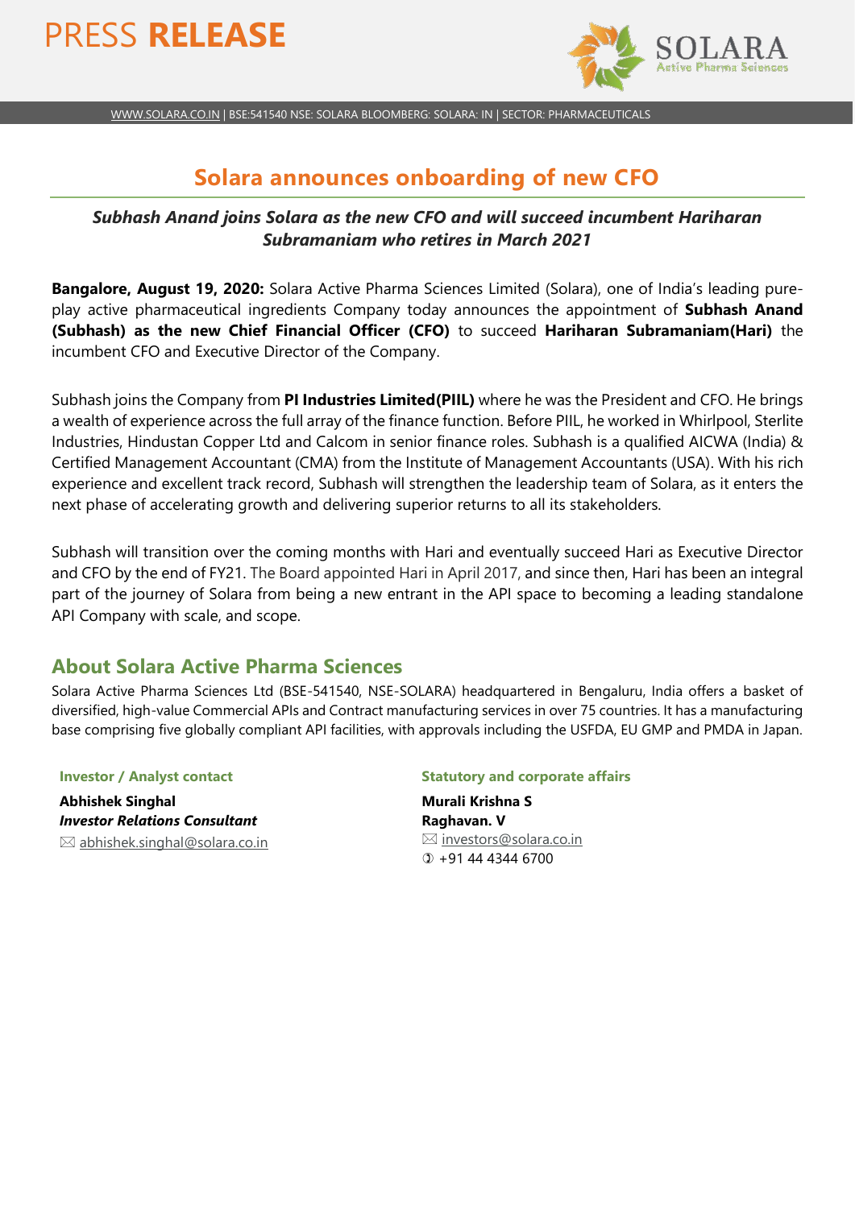# PRESS RELEASE

WWW.SOLARA.CO.IN | BSE:541540 NSE: SOLARA BLOOMBERG: SOLARA: IN | SECTOR: PHARMACEUTICALS

## Solara announces onboarding of new CFO

***Subhash Anand joins Solara as the new CFO and will succeed incumbent Hariharan Subramaniam who retires in March 2021***

**Bangalore, August 19, 2020:** Solara Active Pharma Sciences Limited (Solara), one of India's leading pure-play active pharmaceutical ingredients Company today announces the appointment of **Subhash Anand (Subhash) as the new Chief Financial Officer (CFO)** to succeed **Hariharan Subramaniam(Hari)** the incumbent CFO and Executive Director of the Company.

Subhash joins the Company from **PI Industries Limited(PIIL)** where he was the President and CFO. He brings a wealth of experience across the full array of the finance function. Before PIIL, he worked in Whirlpool, Sterlite Industries, Hindustan Copper Ltd and Calcom in senior finance roles. Subhash is a qualified AICWA (India) & Certified Management Accountant (CMA) from the Institute of Management Accountants (USA). With his rich experience and excellent track record, Subhash will strengthen the leadership team of Solara, as it enters the next phase of accelerating growth and delivering superior returns to all its stakeholders.

Subhash will transition over the coming months with Hari and eventually succeed Hari as Executive Director and CFO by the end of FY21. The Board appointed Hari in April 2017, and since then, Hari has been an integral part of the journey of Solara from being a new entrant in the API space to becoming a leading standalone API Company with scale, and scope.

## About Solara Active Pharma Sciences

Solara Active Pharma Sciences Ltd (BSE-541540, NSE-SOLARA) headquartered in Bengaluru, India offers a basket of diversified, high-value Commercial APIs and Contract manufacturing services in over 75 countries. It has a manufacturing base comprising five globally compliant API facilities, with approvals including the USFDA, EU GMP and PMDA in Japan.

**Investor / Analyst contact**

**Abhishek Singhal**
***Investor Relations Consultant***
abhishek.singhal@solara.co.in

**Statutory and corporate affairs**

**Murali Krishna S**
**Raghavan. V**
investors@solara.co.in
+91 44 4344 6700